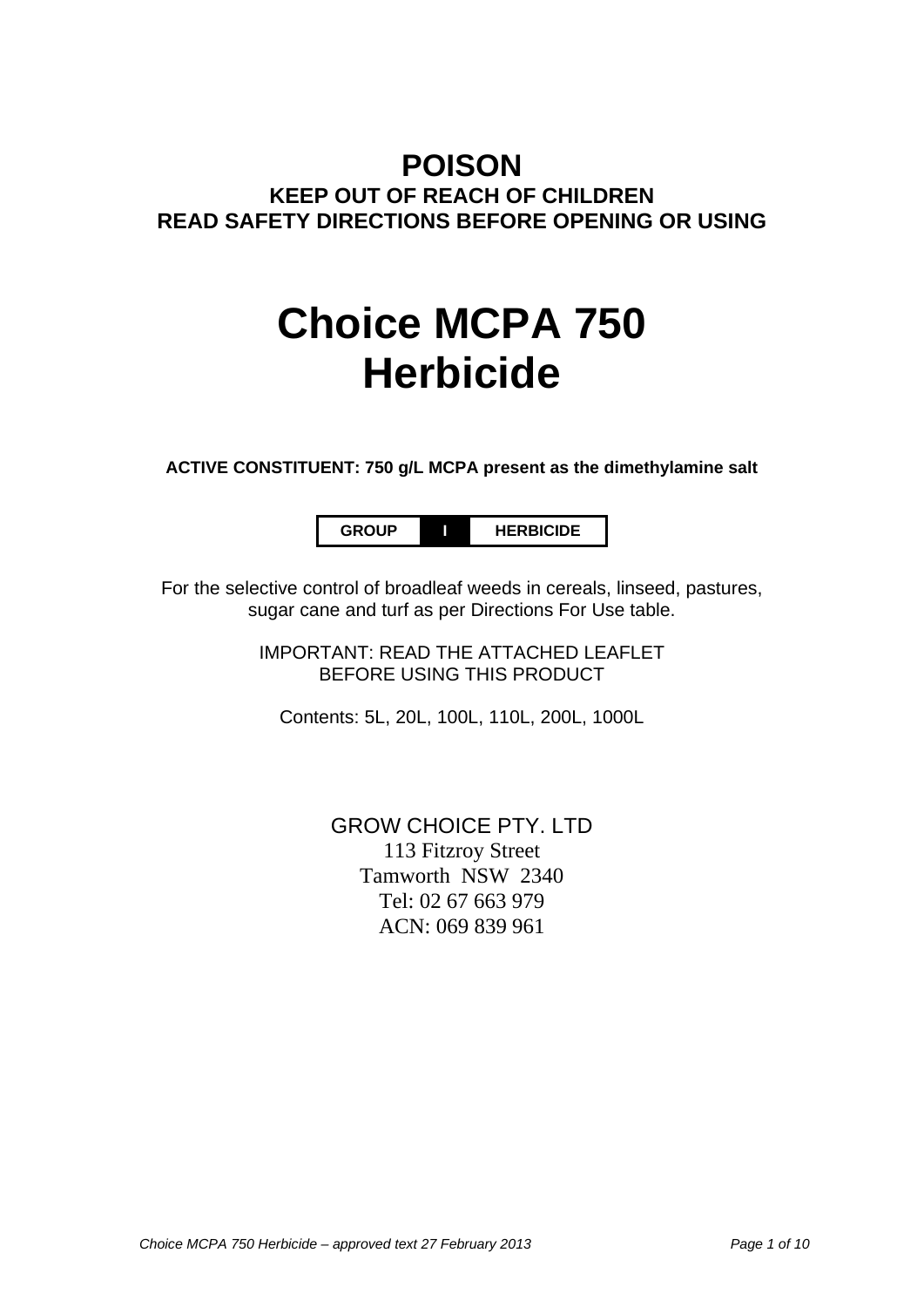# POISON

**KEEP OUT OF REACH OF CHILDREN**
**READ SAFETY DIRECTIONS BEFORE OPENING OR USING**

# Choice MCPA 750 Herbicide

**ACTIVE CONSTITUENT: 750 g/L MCPA present as the dimethylamine salt**

| GROUP | I | HERBICIDE |
|---|---|---|

For the selective control of broadleaf weeds in cereals, linseed, pastures, sugar cane and turf as per Directions For Use table.

IMPORTANT: READ THE ATTACHED LEAFLET
BEFORE USING THIS PRODUCT

Contents: 5L, 20L, 100L, 110L, 200L, 1000L

GROW CHOICE PTY. LTD
113 Fitzroy Street
Tamworth NSW 2340
Tel: 02 67 663 979
ACN: 069 839 961

*Choice MCPA 750 Herbicide – approved text 27 February 2013*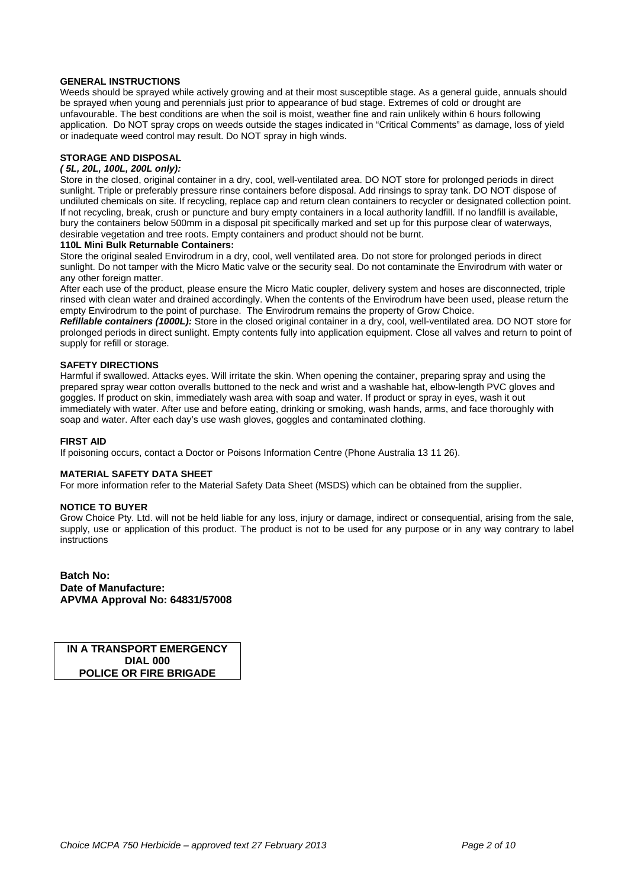### GENERAL INSTRUCTIONS

Weeds should be sprayed while actively growing and at their most susceptible stage. As a general guide, annuals should be sprayed when young and perennials just prior to appearance of bud stage. Extremes of cold or drought are unfavourable. The best conditions are when the soil is moist, weather fine and rain unlikely within 6 hours following application. Do NOT spray crops on weeds outside the stages indicated in "Critical Comments" as damage, loss of yield or inadequate weed control may result. Do NOT spray in high winds.

### STORAGE AND DISPOSAL

***( 5L, 20L, 100L, 200L only):***

Store in the closed, original container in a dry, cool, well-ventilated area. DO NOT store for prolonged periods in direct sunlight. Triple or preferably pressure rinse containers before disposal. Add rinsings to spray tank. DO NOT dispose of undiluted chemicals on site. If recycling, replace cap and return clean containers to recycler or designated collection point. If not recycling, break, crush or puncture and bury empty containers in a local authority landfill. If no landfill is available, bury the containers below 500mm in a disposal pit specifically marked and set up for this purpose clear of waterways, desirable vegetation and tree roots. Empty containers and product should not be burnt.

**110L Mini Bulk Returnable Containers:**

Store the original sealed Envirodrum in a dry, cool, well ventilated area. Do not store for prolonged periods in direct sunlight. Do not tamper with the Micro Matic valve or the security seal. Do not contaminate the Envirodrum with water or any other foreign matter.

After each use of the product, please ensure the Micro Matic coupler, delivery system and hoses are disconnected, triple rinsed with clean water and drained accordingly. When the contents of the Envirodrum have been used, please return the empty Envirodrum to the point of purchase. The Envirodrum remains the property of Grow Choice.

***Refillable containers (1000L):*** Store in the closed original container in a dry, cool, well-ventilated area. DO NOT store for prolonged periods in direct sunlight. Empty contents fully into application equipment. Close all valves and return to point of supply for refill or storage.

### SAFETY DIRECTIONS

Harmful if swallowed. Attacks eyes. Will irritate the skin. When opening the container, preparing spray and using the prepared spray wear cotton overalls buttoned to the neck and wrist and a washable hat, elbow-length PVC gloves and goggles. If product on skin, immediately wash area with soap and water. If product or spray in eyes, wash it out immediately with water. After use and before eating, drinking or smoking, wash hands, arms, and face thoroughly with soap and water. After each day's use wash gloves, goggles and contaminated clothing.

### FIRST AID

If poisoning occurs, contact a Doctor or Poisons Information Centre (Phone Australia 13 11 26).

### MATERIAL SAFETY DATA SHEET

For more information refer to the Material Safety Data Sheet (MSDS) which can be obtained from the supplier.

### NOTICE TO BUYER

Grow Choice Pty. Ltd. will not be held liable for any loss, injury or damage, indirect or consequential, arising from the sale, supply, use or application of this product. The product is not to be used for any purpose or in any way contrary to label instructions

**Batch No:**
**Date of Manufacture:**
**APVMA Approval No: 64831/57008**

**IN A TRANSPORT EMERGENCY**
**DIAL 000**
**POLICE OR FIRE BRIGADE**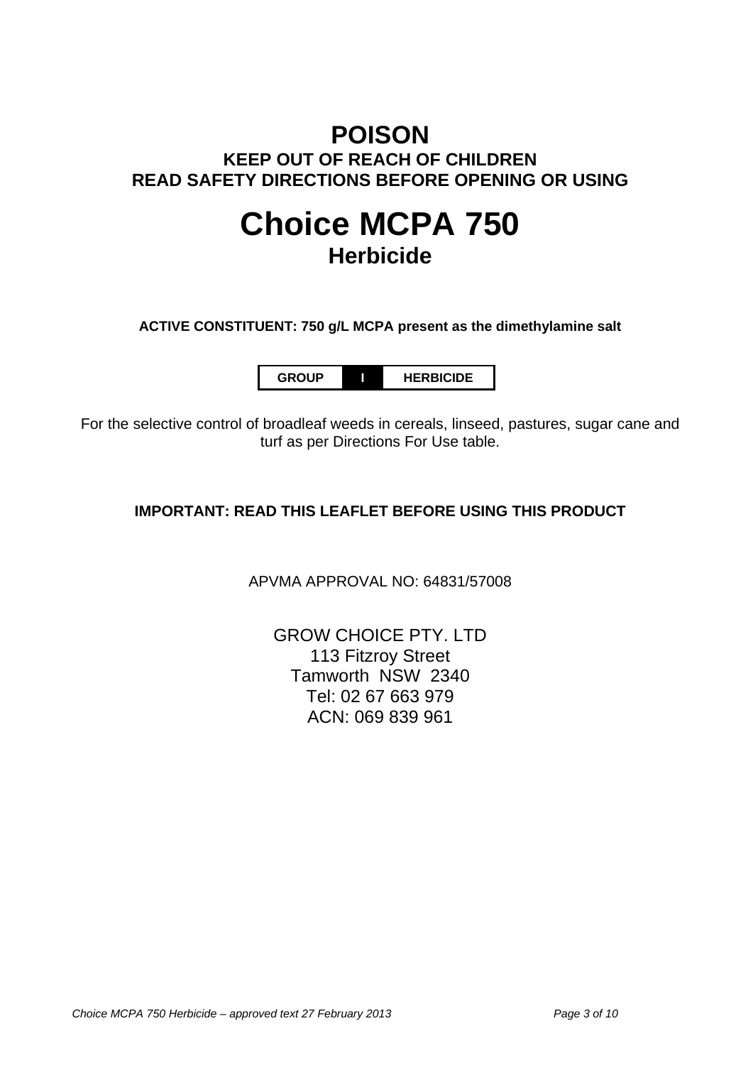# POISON

**KEEP OUT OF REACH OF CHILDREN**
**READ SAFETY DIRECTIONS BEFORE OPENING OR USING**

# Choice MCPA 750

## Herbicide

**ACTIVE CONSTITUENT: 750 g/L MCPA present as the dimethylamine salt**

| GROUP | I | HERBICIDE |
|---|---|---|

For the selective control of broadleaf weeds in cereals, linseed, pastures, sugar cane and turf as per Directions For Use table.

**IMPORTANT: READ THIS LEAFLET BEFORE USING THIS PRODUCT**

APVMA APPROVAL NO: 64831/57008

GROW CHOICE PTY. LTD
113 Fitzroy Street
Tamworth NSW 2340
Tel: 02 67 663 979
ACN: 069 839 961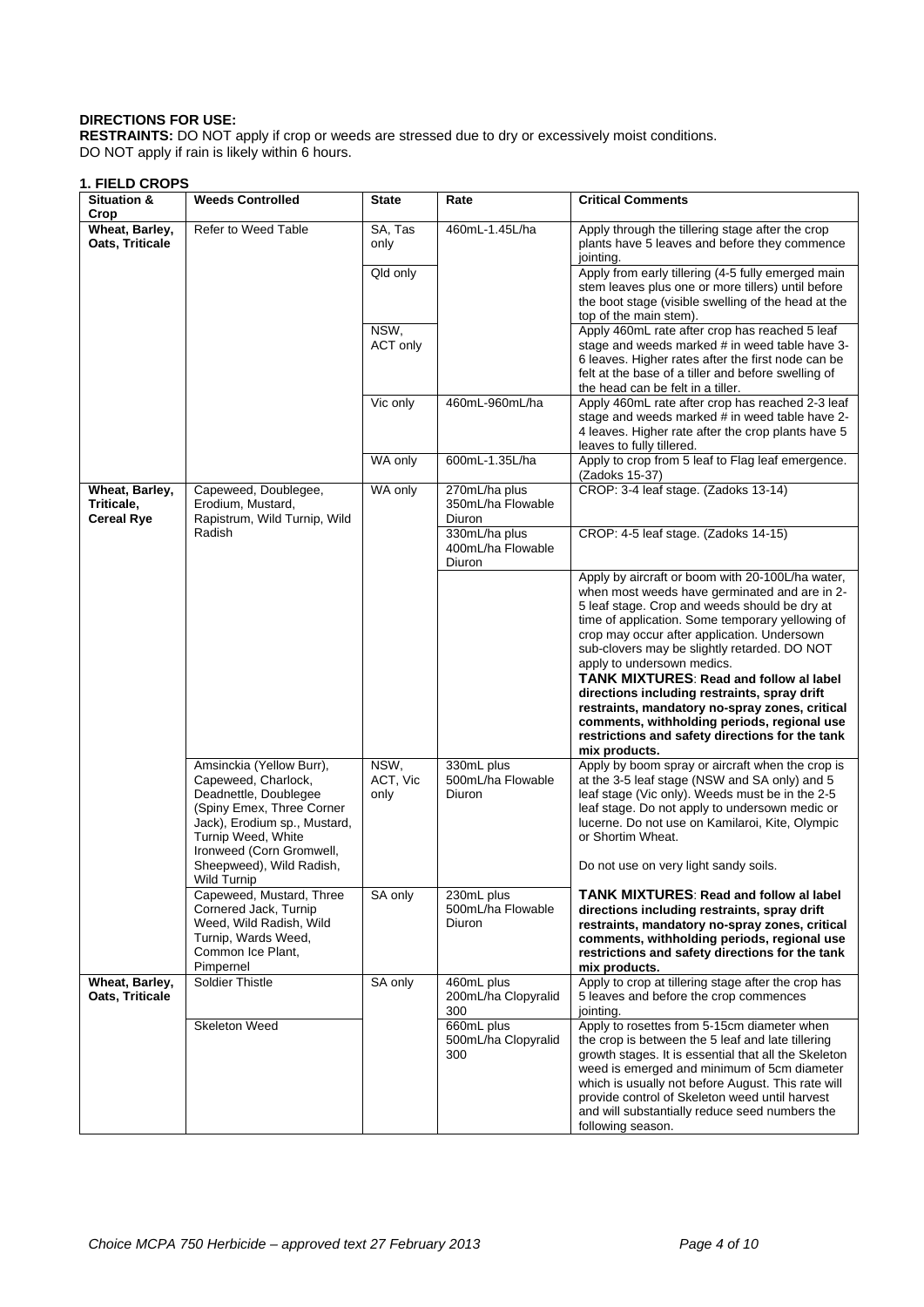**DIRECTIONS FOR USE:**

**RESTRAINTS:** DO NOT apply if crop or weeds are stressed due to dry or excessively moist conditions.
DO NOT apply if rain is likely within 6 hours.

**1. FIELD CROPS**

| Situation & Crop | Weeds Controlled | State | Rate | Critical Comments |
|---|---|---|---|---|
| **Wheat, Barley, Oats, Triticale** | Refer to Weed Table | SA, Tas only | 460mL-1.45L/ha | Apply through the tillering stage after the crop plants have 5 leaves and before they commence jointing. |
| | | Qld only | | Apply from early tillering (4-5 fully emerged main stem leaves plus one or more tillers) until before the boot stage (visible swelling of the head at the top of the main stem). |
| | | NSW, ACT only | | Apply 460mL rate after crop has reached 5 leaf stage and weeds marked # in weed table have 3-6 leaves. Higher rates after the first node can be felt at the base of a tiller and before swelling of the head can be felt in a tiller. |
| | | Vic only | 460mL-960mL/ha | Apply 460mL rate after crop has reached 2-3 leaf stage and weeds marked # in weed table have 2-4 leaves. Higher rate after the crop plants have 5 leaves to fully tillered. |
| | | WA only | 600mL-1.35L/ha | Apply to crop from 5 leaf to Flag leaf emergence. (Zadoks 15-37) |
| **Wheat, Barley, Triticale, Cereal Rye** | Capeweed, Doublegee, Erodium, Mustard, Rapistrum, Wild Turnip, Wild Radish | WA only | 270mL/ha plus 350mL/ha Flowable Diuron | CROP: 3-4 leaf stage. (Zadoks 13-14) |
| | | | 330mL/ha plus 400mL/ha Flowable Diuron | CROP: 4-5 leaf stage. (Zadoks 14-15) |
| | | | | Apply by aircraft or boom with 20-100L/ha water, when most weeds have germinated and are in 2-5 leaf stage. Crop and weeds should be dry at time of application. Some temporary yellowing of crop may occur after application. Undersown sub-clovers may be slightly retarded. DO NOT apply to undersown medics. **TANK MIXTURES**: **Read and follow al label directions including restraints, spray drift restraints, mandatory no-spray zones, critical comments, withholding periods, regional use restrictions and safety directions for the tank mix products.** |
| | Amsinckia (Yellow Burr), Capeweed, Charlock, Deadnettle, Doublegee (Spiny Emex, Three Corner Jack), Erodium sp., Mustard, Turnip Weed, White Ironweed (Corn Gromwell, Sheepweed), Wild Radish, Wild Turnip | NSW, ACT, Vic only | 330mL plus 500mL/ha Flowable Diuron | Apply by boom spray or aircraft when the crop is at the 3-5 leaf stage (NSW and SA only) and 5 leaf stage (Vic only). Weeds must be in the 2-5 leaf stage. Do not apply to undersown medic or lucerne. Do not use on Kamilaroi, Kite, Olympic or Shortim Wheat. Do not use on very light sandy soils. |
| | Capeweed, Mustard, Three Cornered Jack, Turnip Weed, Wild Radish, Wild Turnip, Wards Weed, Common Ice Plant, Pimpernel | SA only | 230mL plus 500mL/ha Flowable Diuron | **TANK MIXTURES**: **Read and follow al label directions including restraints, spray drift restraints, mandatory no-spray zones, critical comments, withholding periods, regional use restrictions and safety directions for the tank mix products.** |
| **Wheat, Barley, Oats, Triticale** | Soldier Thistle | SA only | 460mL plus 200mL/ha Clopyralid 300 | Apply to crop at tillering stage after the crop has 5 leaves and before the crop commences jointing. |
| | Skeleton Weed | | 660mL plus 500mL/ha Clopyralid 300 | Apply to rosettes from 5-15cm diameter when the crop is between the 5 leaf and late tillering growth stages. It is essential that all the Skeleton weed is emerged and minimum of 5cm diameter which is usually not before August. This rate will provide control of Skeleton weed until harvest and will substantially reduce seed numbers the following season. |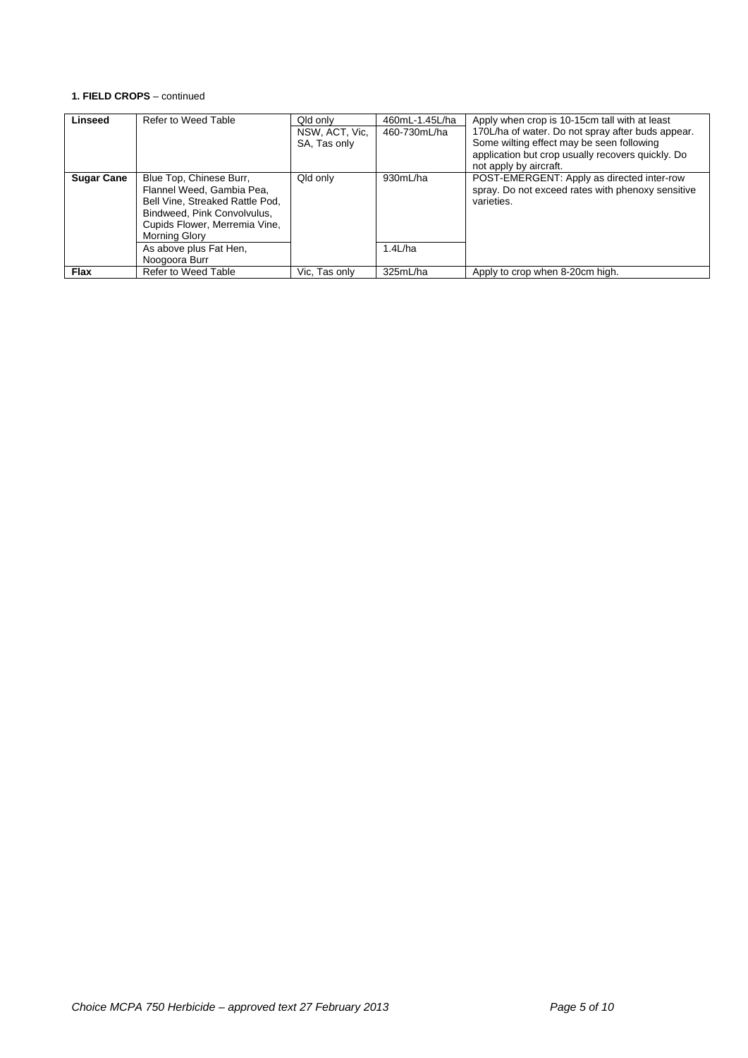**1. FIELD CROPS** – continued

| | | | | |
|---|---|---|---|---|
| **Linseed** | Refer to Weed Table | Qld only | 460mL-1.45L/ha | Apply when crop is 10-15cm tall with at least 170L/ha of water. Do not spray after buds appear. Some wilting effect may be seen following application but crop usually recovers quickly. Do not apply by aircraft. |
| | | NSW, ACT, Vic, SA, Tas only | 460-730mL/ha | |
| **Sugar Cane** | Blue Top, Chinese Burr, Flannel Weed, Gambia Pea, Bell Vine, Streaked Rattle Pod, Bindweed, Pink Convolvulus, Cupids Flower, Merremia Vine, Morning Glory | Qld only | 930mL/ha | POST-EMERGENT: Apply as directed inter-row spray. Do not exceed rates with phenoxy sensitive varieties. |
| | As above plus Fat Hen, Noogoora Burr | | 1.4L/ha | |
| **Flax** | Refer to Weed Table | Vic, Tas only | 325mL/ha | Apply to crop when 8-20cm high. |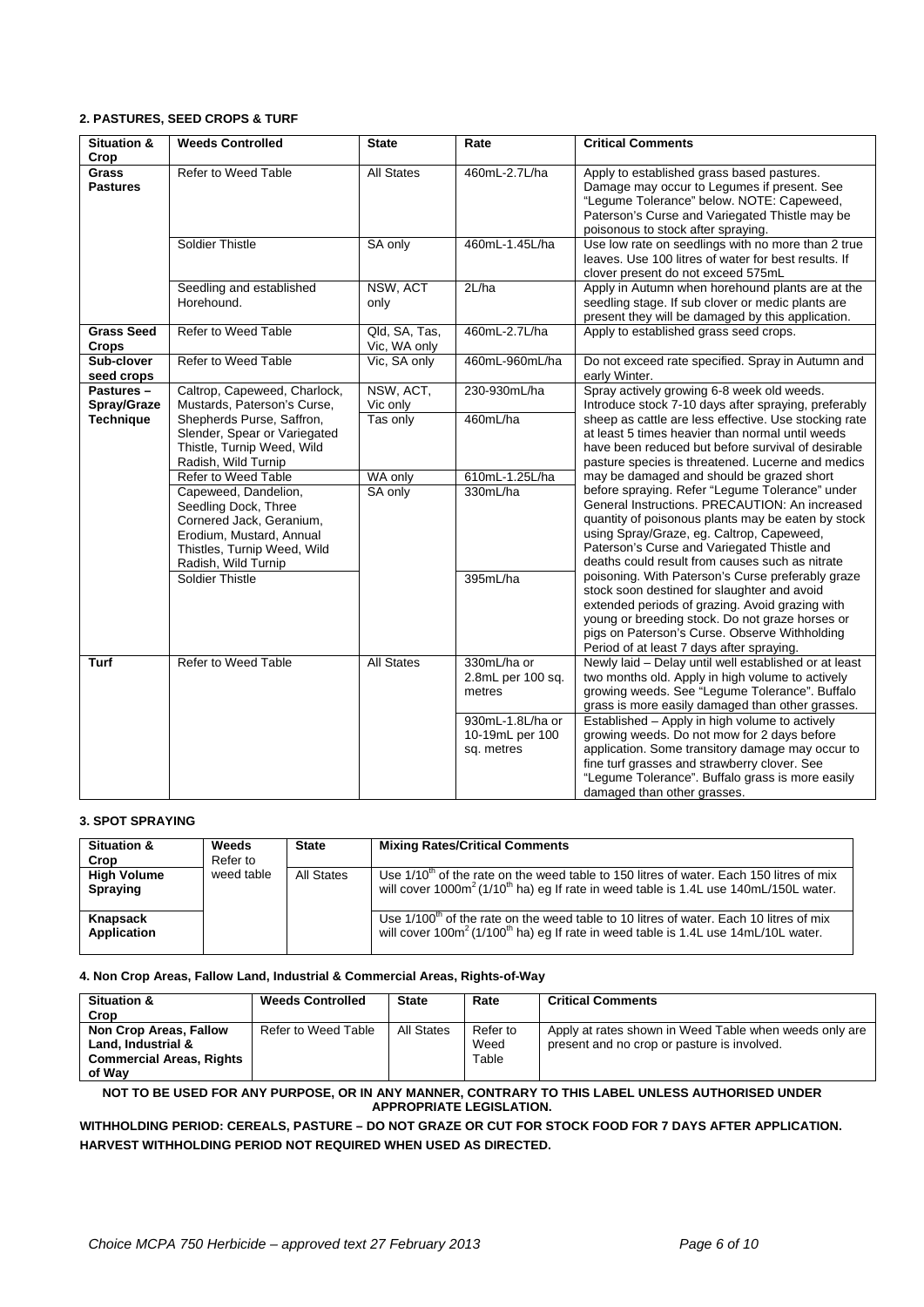**2. PASTURES, SEED CROPS & TURF**

| Situation & Crop | Weeds Controlled | State | Rate | Critical Comments |
|---|---|---|---|---|
| **Grass Pastures** | Refer to Weed Table | All States | 460mL-2.7L/ha | Apply to established grass based pastures. Damage may occur to Legumes if present. See "Legume Tolerance" below. NOTE: Capeweed, Paterson's Curse and Variegated Thistle may be poisonous to stock after spraying. |
| | Soldier Thistle | SA only | 460mL-1.45L/ha | Use low rate on seedlings with no more than 2 true leaves. Use 100 litres of water for best results. If clover present do not exceed 575mL |
| | Seedling and established Horehound. | NSW, ACT only | 2L/ha | Apply in Autumn when horehound plants are at the seedling stage. If sub clover or medic plants are present they will be damaged by this application. |
| **Grass Seed Crops** | Refer to Weed Table | Qld, SA, Tas, Vic, WA only | 460mL-2.7L/ha | Apply to established grass seed crops. |
| **Sub-clover seed crops** | Refer to Weed Table | Vic, SA only | 460mL-960mL/ha | Do not exceed rate specified. Spray in Autumn and early Winter. |
| **Pastures – Spray/Graze Technique** | Caltrop, Capeweed, Charlock, Mustards, Paterson's Curse, Shepherds Purse, Saffron, Slender, Spear or Variegated Thistle, Turnip Weed, Wild Radish, Wild Turnip | NSW, ACT, Vic only | 230-930mL/ha | Spray actively growing 6-8 week old weeds. Introduce stock 7-10 days after spraying, preferably sheep as cattle are less effective. Use stocking rate at least 5 times heavier than normal until weeds have been reduced but before survival of desirable pasture species is threatened. Lucerne and medics may be damaged and should be grazed short before spraying. Refer "Legume Tolerance" under General Instructions. PRECAUTION: An increased quantity of poisonous plants may be eaten by stock using Spray/Graze, eg. Caltrop, Capeweed, Paterson's Curse and Variegated Thistle and deaths could result from causes such as nitrate poisoning. With Paterson's Curse preferably graze stock soon destined for slaughter and avoid extended periods of grazing. Avoid grazing with young or breeding stock. Do not graze horses or pigs on Paterson's Curse. Observe Withholding Period of at least 7 days after spraying. |
| | | Tas only | 460mL/ha | |
| | Refer to Weed Table | WA only | 610mL-1.25L/ha | |
| | Capeweed, Dandelion, Seedling Dock, Three Cornered Jack, Geranium, Erodium, Mustard, Annual Thistles, Turnip Weed, Wild Radish, Wild Turnip | SA only | 330mL/ha | |
| | Soldier Thistle | | 395mL/ha | |
| **Turf** | Refer to Weed Table | All States | 330mL/ha or 2.8mL per 100 sq. metres | Newly laid – Delay until well established or at least two months old. Apply in high volume to actively growing weeds. See "Legume Tolerance". Buffalo grass is more easily damaged than other grasses. |
| | | | 930mL-1.8L/ha or 10-19mL per 100 sq. metres | Established – Apply in high volume to actively growing weeds. Do not mow for 2 days before application. Some transitory damage may occur to fine turf grasses and strawberry clover. See "Legume Tolerance". Buffalo grass is more easily damaged than other grasses. |

**3. SPOT SPRAYING**

| Situation & Crop | Weeds | State | Mixing Rates/Critical Comments |
|---|---|---|---|
| **High Volume Spraying** | Refer to weed table | All States | Use 1/10th of the rate on the weed table to 150 litres of water. Each 150 litres of mix will cover 1000m$^2$ (1/10th ha) eg If rate in weed table is 1.4L use 140mL/150L water. |
| **Knapsack Application** | | | Use 1/100th of the rate on the weed table to 10 litres of water. Each 10 litres of mix will cover 100m$^2$ (1/100th ha) eg If rate in weed table is 1.4L use 14mL/10L water. |

**4. Non Crop Areas, Fallow Land, Industrial & Commercial Areas, Rights-of-Way**

| Situation & Crop | Weeds Controlled | State | Rate | Critical Comments |
|---|---|---|---|---|
| **Non Crop Areas, Fallow Land, Industrial & Commercial Areas, Rights of Way** | Refer to Weed Table | All States | Refer to Weed Table | Apply at rates shown in Weed Table when weeds only are present and no crop or pasture is involved. |

**NOT TO BE USED FOR ANY PURPOSE, OR IN ANY MANNER, CONTRARY TO THIS LABEL UNLESS AUTHORISED UNDER APPROPRIATE LEGISLATION.**

**WITHHOLDING PERIOD: CEREALS, PASTURE – DO NOT GRAZE OR CUT FOR STOCK FOOD FOR 7 DAYS AFTER APPLICATION.**

**HARVEST WITHHOLDING PERIOD NOT REQUIRED WHEN USED AS DIRECTED.**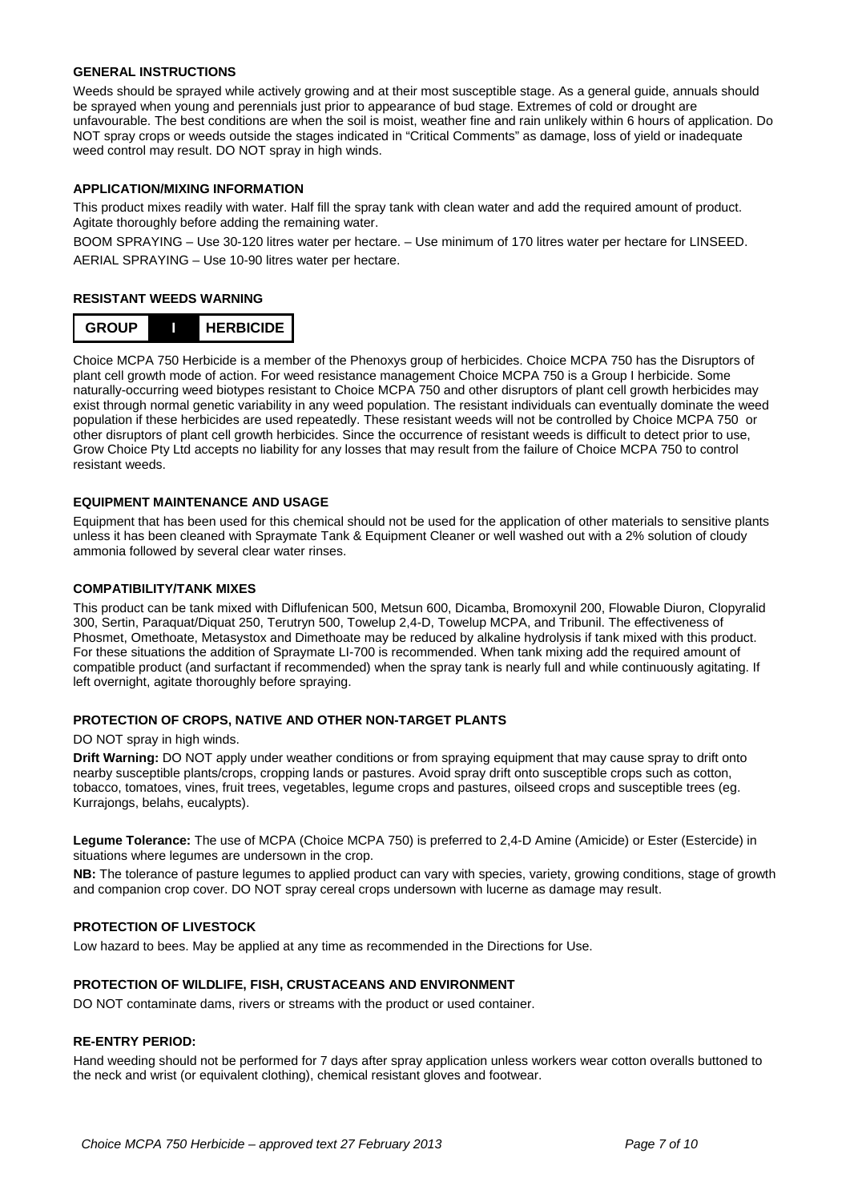### GENERAL INSTRUCTIONS

Weeds should be sprayed while actively growing and at their most susceptible stage. As a general guide, annuals should be sprayed when young and perennials just prior to appearance of bud stage. Extremes of cold or drought are unfavourable. The best conditions are when the soil is moist, weather fine and rain unlikely within 6 hours of application. Do NOT spray crops or weeds outside the stages indicated in "Critical Comments" as damage, loss of yield or inadequate weed control may result. DO NOT spray in high winds.

### APPLICATION/MIXING INFORMATION

This product mixes readily with water. Half fill the spray tank with clean water and add the required amount of product. Agitate thoroughly before adding the remaining water.

BOOM SPRAYING – Use 30-120 litres water per hectare. – Use minimum of 170 litres water per hectare for LINSEED.

AERIAL SPRAYING – Use 10-90 litres water per hectare.

### RESISTANT WEEDS WARNING

| GROUP | I | HERBICIDE |
|---|---|---|

Choice MCPA 750 Herbicide is a member of the Phenoxys group of herbicides. Choice MCPA 750 has the Disruptors of plant cell growth mode of action. For weed resistance management Choice MCPA 750 is a Group I herbicide. Some naturally-occurring weed biotypes resistant to Choice MCPA 750 and other disruptors of plant cell growth herbicides may exist through normal genetic variability in any weed population. The resistant individuals can eventually dominate the weed population if these herbicides are used repeatedly. These resistant weeds will not be controlled by Choice MCPA 750 or other disruptors of plant cell growth herbicides. Since the occurrence of resistant weeds is difficult to detect prior to use, Grow Choice Pty Ltd accepts no liability for any losses that may result from the failure of Choice MCPA 750 to control resistant weeds.

### EQUIPMENT MAINTENANCE AND USAGE

Equipment that has been used for this chemical should not be used for the application of other materials to sensitive plants unless it has been cleaned with Spraymate Tank & Equipment Cleaner or well washed out with a 2% solution of cloudy ammonia followed by several clear water rinses.

### COMPATIBILITY/TANK MIXES

This product can be tank mixed with Diflufenican 500, Metsun 600, Dicamba, Bromoxynil 200, Flowable Diuron, Clopyralid 300, Sertin, Paraquat/Diquat 250, Terutryn 500, Towelup 2,4-D, Towelup MCPA, and Tribunil. The effectiveness of Phosmet, Omethoate, Metasystox and Dimethoate may be reduced by alkaline hydrolysis if tank mixed with this product. For these situations the addition of Spraymate LI-700 is recommended. When tank mixing add the required amount of compatible product (and surfactant if recommended) when the spray tank is nearly full and while continuously agitating. If left overnight, agitate thoroughly before spraying.

### PROTECTION OF CROPS, NATIVE AND OTHER NON-TARGET PLANTS

DO NOT spray in high winds.

**Drift Warning:** DO NOT apply under weather conditions or from spraying equipment that may cause spray to drift onto nearby susceptible plants/crops, cropping lands or pastures. Avoid spray drift onto susceptible crops such as cotton, tobacco, tomatoes, vines, fruit trees, vegetables, legume crops and pastures, oilseed crops and susceptible trees (eg. Kurrajongs, belahs, eucalypts).

**Legume Tolerance:** The use of MCPA (Choice MCPA 750) is preferred to 2,4-D Amine (Amicide) or Ester (Estercide) in situations where legumes are undersown in the crop.

**NB:** The tolerance of pasture legumes to applied product can vary with species, variety, growing conditions, stage of growth and companion crop cover. DO NOT spray cereal crops undersown with lucerne as damage may result.

### PROTECTION OF LIVESTOCK

Low hazard to bees. May be applied at any time as recommended in the Directions for Use.

### PROTECTION OF WILDLIFE, FISH, CRUSTACEANS AND ENVIRONMENT

DO NOT contaminate dams, rivers or streams with the product or used container.

### RE-ENTRY PERIOD:

Hand weeding should not be performed for 7 days after spray application unless workers wear cotton overalls buttoned to the neck and wrist (or equivalent clothing), chemical resistant gloves and footwear.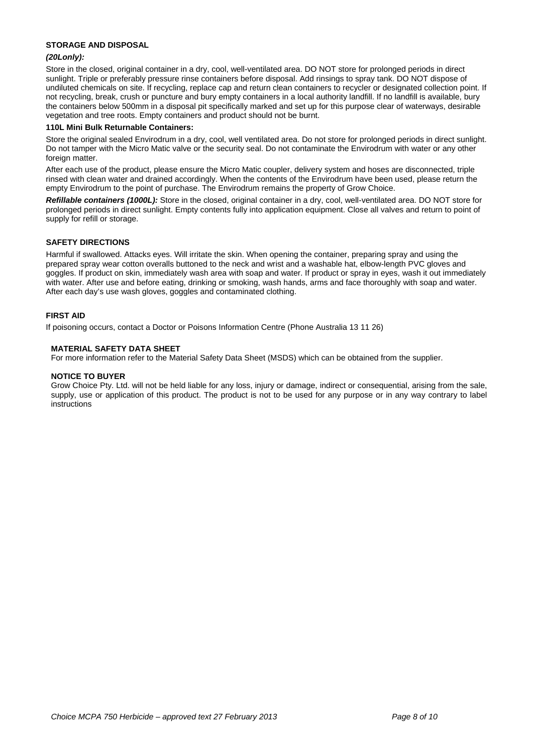## STORAGE AND DISPOSAL

***(20Lonly):***

Store in the closed, original container in a dry, cool, well-ventilated area. DO NOT store for prolonged periods in direct sunlight. Triple or preferably pressure rinse containers before disposal. Add rinsings to spray tank. DO NOT dispose of undiluted chemicals on site. If recycling, replace cap and return clean containers to recycler or designated collection point. If not recycling, break, crush or puncture and bury empty containers in a local authority landfill. If no landfill is available, bury the containers below 500mm in a disposal pit specifically marked and set up for this purpose clear of waterways, desirable vegetation and tree roots. Empty containers and product should not be burnt.

**110L Mini Bulk Returnable Containers:**

Store the original sealed Envirodrum in a dry, cool, well ventilated area. Do not store for prolonged periods in direct sunlight. Do not tamper with the Micro Matic valve or the security seal. Do not contaminate the Envirodrum with water or any other foreign matter.

After each use of the product, please ensure the Micro Matic coupler, delivery system and hoses are disconnected, triple rinsed with clean water and drained accordingly. When the contents of the Envirodrum have been used, please return the empty Envirodrum to the point of purchase. The Envirodrum remains the property of Grow Choice.

***Refillable containers (1000L):*** Store in the closed, original container in a dry, cool, well-ventilated area. DO NOT store for prolonged periods in direct sunlight. Empty contents fully into application equipment. Close all valves and return to point of supply for refill or storage.

## SAFETY DIRECTIONS

Harmful if swallowed. Attacks eyes. Will irritate the skin. When opening the container, preparing spray and using the prepared spray wear cotton overalls buttoned to the neck and wrist and a washable hat, elbow-length PVC gloves and goggles. If product on skin, immediately wash area with soap and water. If product or spray in eyes, wash it out immediately with water. After use and before eating, drinking or smoking, wash hands, arms and face thoroughly with soap and water. After each day's use wash gloves, goggles and contaminated clothing.

## FIRST AID

If poisoning occurs, contact a Doctor or Poisons Information Centre (Phone Australia 13 11 26)

## MATERIAL SAFETY DATA SHEET

For more information refer to the Material Safety Data Sheet (MSDS) which can be obtained from the supplier.

## NOTICE TO BUYER

Grow Choice Pty. Ltd. will not be held liable for any loss, injury or damage, indirect or consequential, arising from the sale, supply, use or application of this product. The product is not to be used for any purpose or in any way contrary to label instructions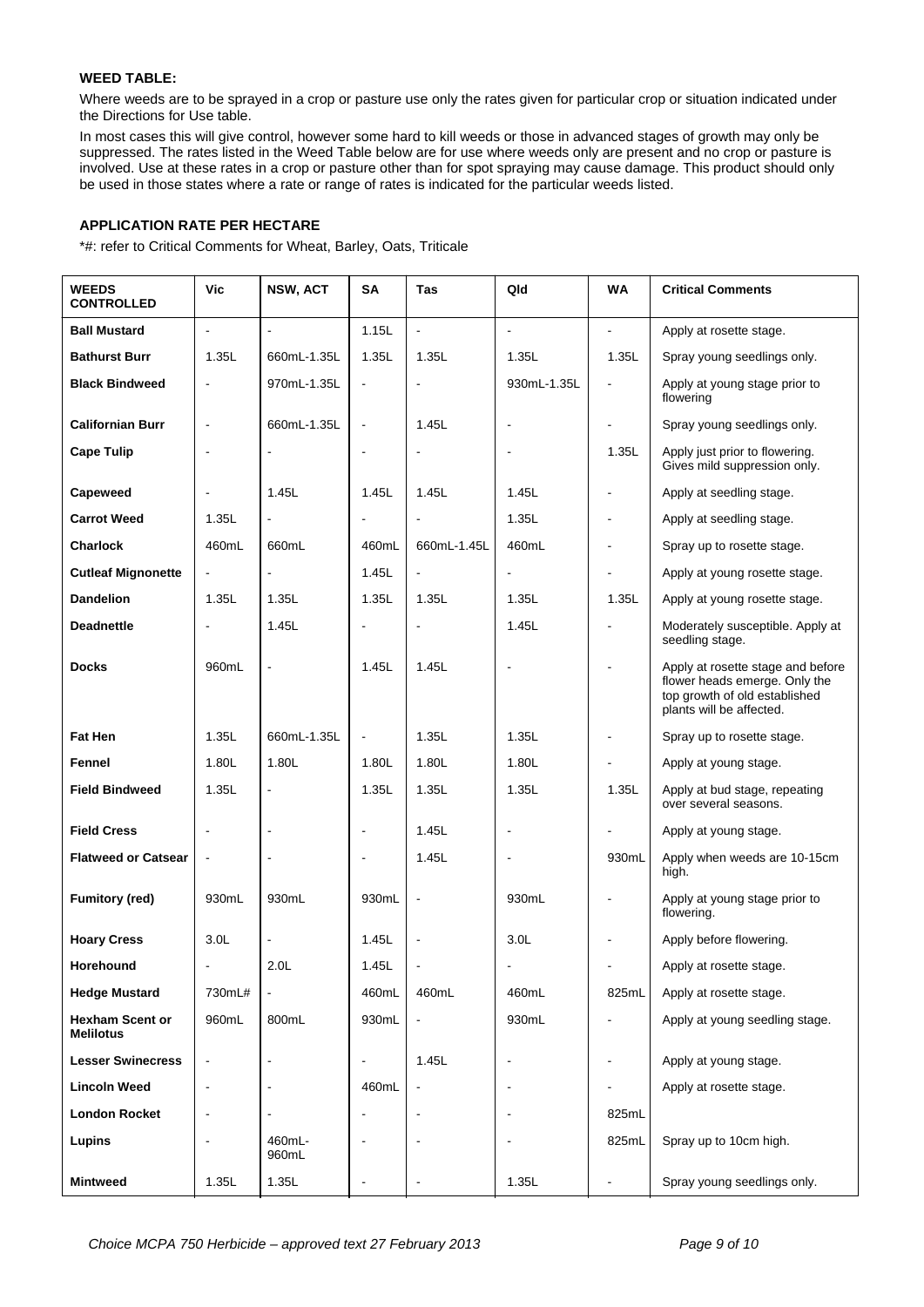**WEED TABLE:**

Where weeds are to be sprayed in a crop or pasture use only the rates given for particular crop or situation indicated under the Directions for Use table.

In most cases this will give control, however some hard to kill weeds or those in advanced stages of growth may only be suppressed. The rates listed in the Weed Table below are for use where weeds only are present and no crop or pasture is involved. Use at these rates in a crop or pasture other than for spot spraying may cause damage. This product should only be used in those states where a rate or range of rates is indicated for the particular weeds listed.

**APPLICATION RATE PER HECTARE**

*#: refer to Critical Comments for Wheat, Barley, Oats, Triticale

| WEEDS CONTROLLED | Vic | NSW, ACT | SA | Tas | Qld | WA | Critical Comments |
|---|---|---|---|---|---|---|---|
| **Ball Mustard** | - | - | 1.15L | - | - | - | Apply at rosette stage. |
| **Bathurst Burr** | 1.35L | 660mL-1.35L | 1.35L | 1.35L | 1.35L | 1.35L | Spray young seedlings only. |
| **Black Bindweed** | - | 970mL-1.35L | - | - | 930mL-1.35L | - | Apply at young stage prior to flowering |
| **Californian Burr** | - | 660mL-1.35L | - | 1.45L | - | - | Spray young seedlings only. |
| **Cape Tulip** | - | - | - | - | - | 1.35L | Apply just prior to flowering. Gives mild suppression only. |
| **Capeweed** | - | 1.45L | 1.45L | 1.45L | 1.45L | - | Apply at seedling stage. |
| **Carrot Weed** | 1.35L | - | - | - | 1.35L | - | Apply at seedling stage. |
| **Charlock** | 460mL | 660mL | 460mL | 660mL-1.45L | 460mL | - | Spray up to rosette stage. |
| **Cutleaf Mignonette** | - | - | 1.45L | - | - | - | Apply at young rosette stage. |
| **Dandelion** | 1.35L | 1.35L | 1.35L | 1.35L | 1.35L | 1.35L | Apply at young rosette stage. |
| **Deadnettle** | - | 1.45L | - | - | 1.45L | - | Moderately susceptible. Apply at seedling stage. |
| **Docks** | 960mL | - | 1.45L | 1.45L | - | - | Apply at rosette stage and before flower heads emerge. Only the top growth of old established plants will be affected. |
| **Fat Hen** | 1.35L | 660mL-1.35L | - | 1.35L | 1.35L | - | Spray up to rosette stage. |
| **Fennel** | 1.80L | 1.80L | 1.80L | 1.80L | 1.80L | - | Apply at young stage. |
| **Field Bindweed** | 1.35L | - | 1.35L | 1.35L | 1.35L | 1.35L | Apply at bud stage, repeating over several seasons. |
| **Field Cress** | - | - | - | 1.45L | - | - | Apply at young stage. |
| **Flatweed or Catsear** | - | - | - | 1.45L | - | 930mL | Apply when weeds are 10-15cm high. |
| **Fumitory (red)** | 930mL | 930mL | 930mL | - | 930mL | - | Apply at young stage prior to flowering. |
| **Hoary Cress** | 3.0L | - | 1.45L | - | 3.0L | - | Apply before flowering. |
| **Horehound** | - | 2.0L | 1.45L | - | - | - | Apply at rosette stage. |
| **Hedge Mustard** | 730mL# | - | 460mL | 460mL | 460mL | 825mL | Apply at rosette stage. |
| **Hexham Scent or Melilotus** | 960mL | 800mL | 930mL | - | 930mL | - | Apply at young seedling stage. |
| **Lesser Swinecress** | - | - | - | 1.45L | - | - | Apply at young stage. |
| **Lincoln Weed** | - | - | 460mL | - | - | - | Apply at rosette stage. |
| **London Rocket** | - | - | - | - | - | 825mL | |
| **Lupins** | - | 460mL-960mL | - | - | - | 825mL | Spray up to 10cm high. |
| **Mintweed** | 1.35L | 1.35L | - | - | 1.35L | - | Spray young seedlings only. |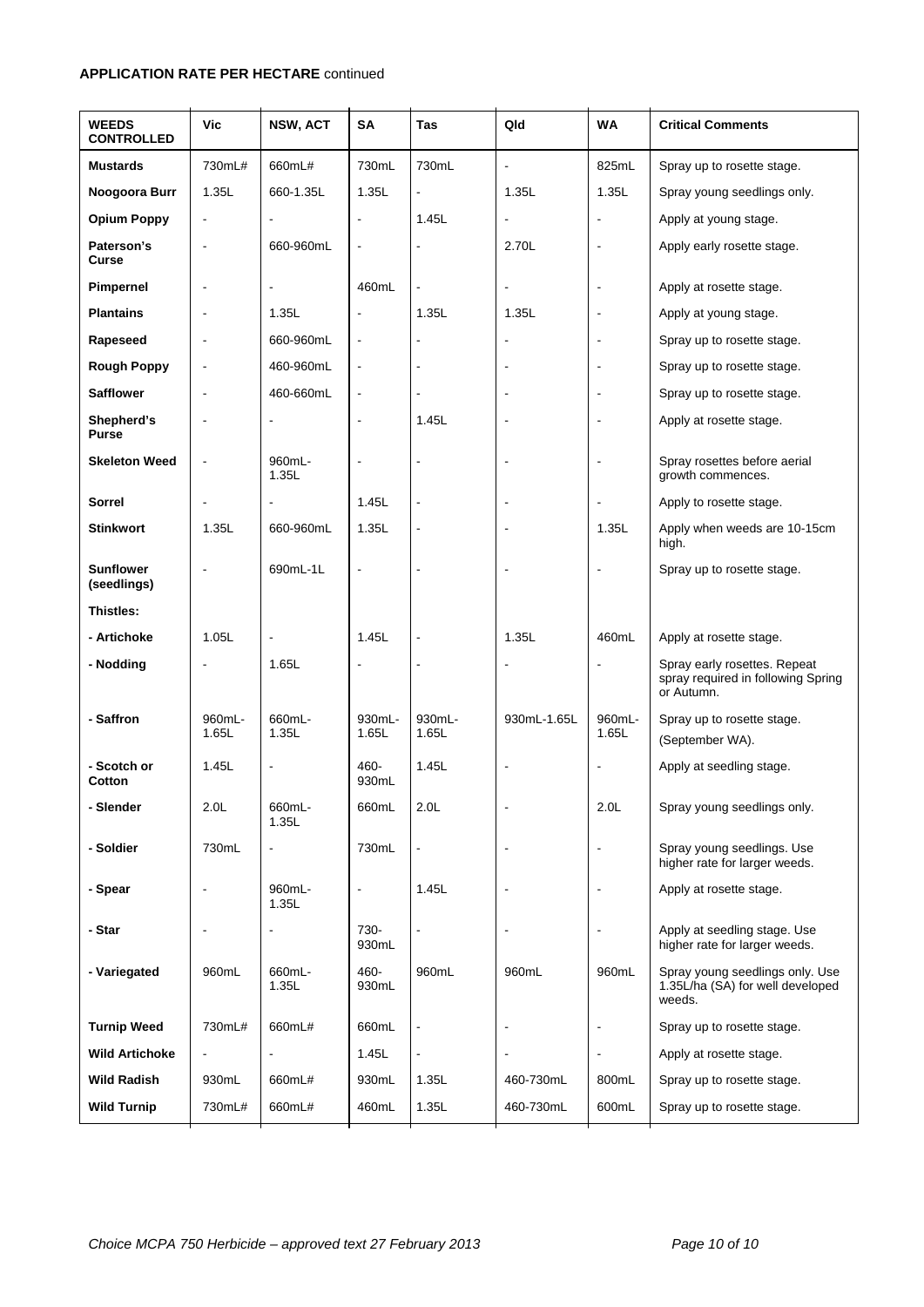**APPLICATION RATE PER HECTARE** continued

| WEEDS CONTROLLED | Vic | NSW, ACT | SA | Tas | Qld | WA | Critical Comments |
|---|---|---|---|---|---|---|---|
| **Mustards** | 730mL# | 660mL# | 730mL | 730mL | - | 825mL | Spray up to rosette stage. |
| **Noogoora Burr** | 1.35L | 660-1.35L | 1.35L | - | 1.35L | 1.35L | Spray young seedlings only. |
| **Opium Poppy** | - | - | - | 1.45L | - | - | Apply at young stage. |
| **Paterson's Curse** | - | 660-960mL | - | - | 2.70L | - | Apply early rosette stage. |
| **Pimpernel** | - | - | 460mL | - | - | - | Apply at rosette stage. |
| **Plantains** | - | 1.35L | - | 1.35L | 1.35L | - | Apply at young stage. |
| **Rapeseed** | - | 660-960mL | - | - | - | - | Spray up to rosette stage. |
| **Rough Poppy** | - | 460-960mL | - | - | - | - | Spray up to rosette stage. |
| **Safflower** | - | 460-660mL | - | - | - | - | Spray up to rosette stage. |
| **Shepherd's Purse** | - | - | - | 1.45L | - | - | Apply at rosette stage. |
| **Skeleton Weed** | - | 960mL-1.35L | - | - | - | - | Spray rosettes before aerial growth commences. |
| **Sorrel** | - | - | 1.45L | - | - | - | Apply to rosette stage. |
| **Stinkwort** | 1.35L | 660-960mL | 1.35L | - | - | 1.35L | Apply when weeds are 10-15cm high. |
| **Sunflower (seedlings)** | - | 690mL-1L | - | - | - | - | Spray up to rosette stage. |
| **Thistles:** | | | | | | | |
| **- Artichoke** | 1.05L | - | 1.45L | - | 1.35L | 460mL | Apply at rosette stage. |
| **- Nodding** | - | 1.65L | - | - | - | - | Spray early rosettes. Repeat spray required in following Spring or Autumn. |
| **- Saffron** | 960mL-1.65L | 660mL-1.35L | 930mL-1.65L | 930mL-1.65L | 930mL-1.65L | 960mL-1.65L | Spray up to rosette stage. (September WA). |
| **- Scotch or Cotton** | 1.45L | - | 460-930mL | 1.45L | - | - | Apply at seedling stage. |
| **- Slender** | 2.0L | 660mL-1.35L | 660mL | 2.0L | - | 2.0L | Spray young seedlings only. |
| **- Soldier** | 730mL | - | 730mL | - | - | - | Spray young seedlings. Use higher rate for larger weeds. |
| **- Spear** | - | 960mL-1.35L | - | 1.45L | - | - | Apply at rosette stage. |
| **- Star** | - | - | 730-930mL | - | - | - | Apply at seedling stage. Use higher rate for larger weeds. |
| **- Variegated** | 960mL | 660mL-1.35L | 460-930mL | 960mL | 960mL | 960mL | Spray young seedlings only. Use 1.35L/ha (SA) for well developed weeds. |
| **Turnip Weed** | 730mL# | 660mL# | 660mL | - | - | - | Spray up to rosette stage. |
| **Wild Artichoke** | - | - | 1.45L | - | - | - | Apply at rosette stage. |
| **Wild Radish** | 930mL | 660mL# | 930mL | 1.35L | 460-730mL | 800mL | Spray up to rosette stage. |
| **Wild Turnip** | 730mL# | 660mL# | 460mL | 1.35L | 460-730mL | 600mL | Spray up to rosette stage. |